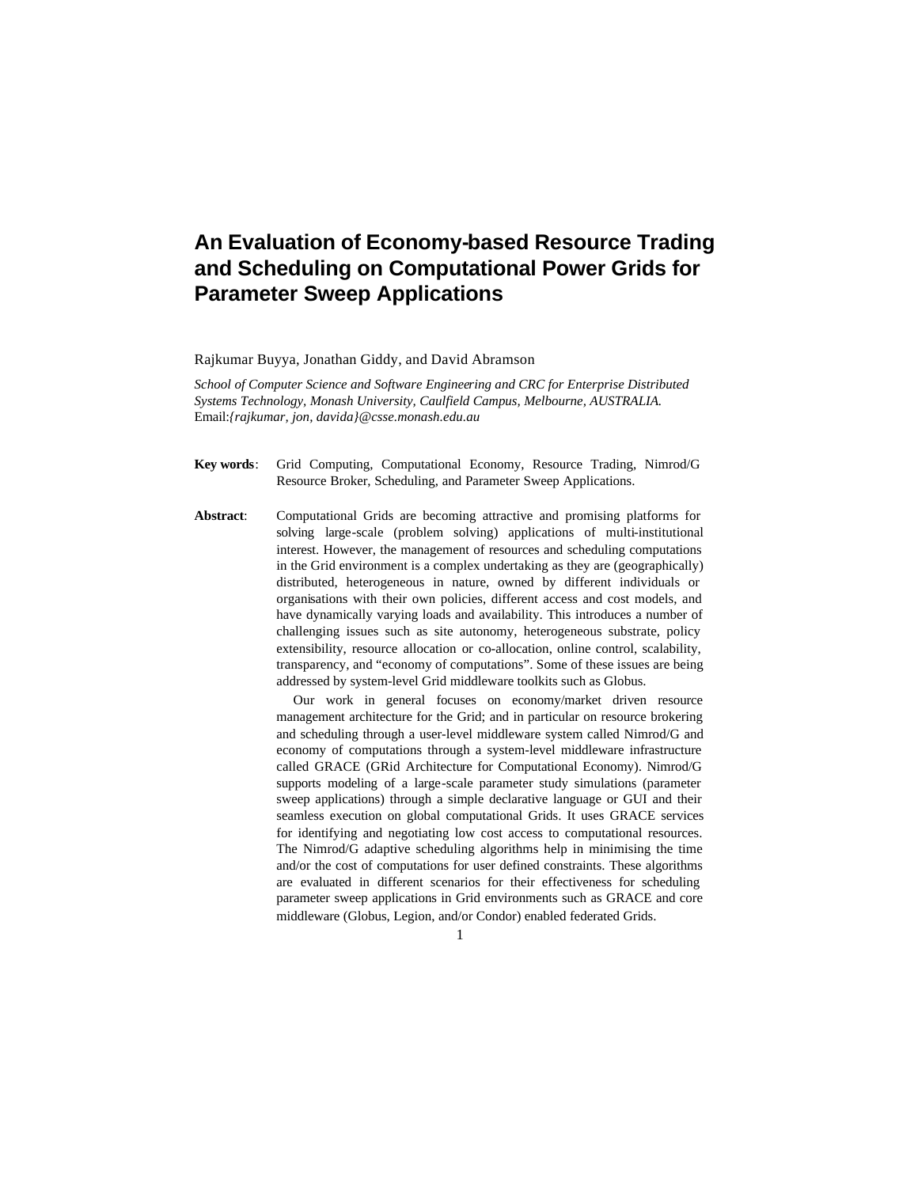# An Evaluation of Economy-based Resource Trading and Scheduling on Computational Power Grids for Parameter Sweep Applications

Rajkumar Buyya, Jonathan Giddy, and David Abramson

*School of Computer Science and Software Engineering and CRC for Enterprise Distributed Systems Technology, Monash University, Caulfield Campus, Melbourne, AUSTRALIA.*
Email:*{rajkumar, jon, davida}@csse.monash.edu.au*

**Key words**: Grid Computing, Computational Economy, Resource Trading, Nimrod/G Resource Broker, Scheduling, and Parameter Sweep Applications.

**Abstract**: Computational Grids are becoming attractive and promising platforms for solving large-scale (problem solving) applications of multi-institutional interest. However, the management of resources and scheduling computations in the Grid environment is a complex undertaking as they are (geographically) distributed, heterogeneous in nature, owned by different individuals or organisations with their own policies, different access and cost models, and have dynamically varying loads and availability. This introduces a number of challenging issues such as site autonomy, heterogeneous substrate, policy extensibility, resource allocation or co-allocation, online control, scalability, transparency, and "economy of computations". Some of these issues are being addressed by system-level Grid middleware toolkits such as Globus.

Our work in general focuses on economy/market driven resource management architecture for the Grid; and in particular on resource brokering and scheduling through a user-level middleware system called Nimrod/G and economy of computations through a system-level middleware infrastructure called GRACE (GRid Architecture for Computational Economy). Nimrod/G supports modeling of a large-scale parameter study simulations (parameter sweep applications) through a simple declarative language or GUI and their seamless execution on global computational Grids. It uses GRACE services for identifying and negotiating low cost access to computational resources. The Nimrod/G adaptive scheduling algorithms help in minimising the time and/or the cost of computations for user defined constraints. These algorithms are evaluated in different scenarios for their effectiveness for scheduling parameter sweep applications in Grid environments such as GRACE and core middleware (Globus, Legion, and/or Condor) enabled federated Grids.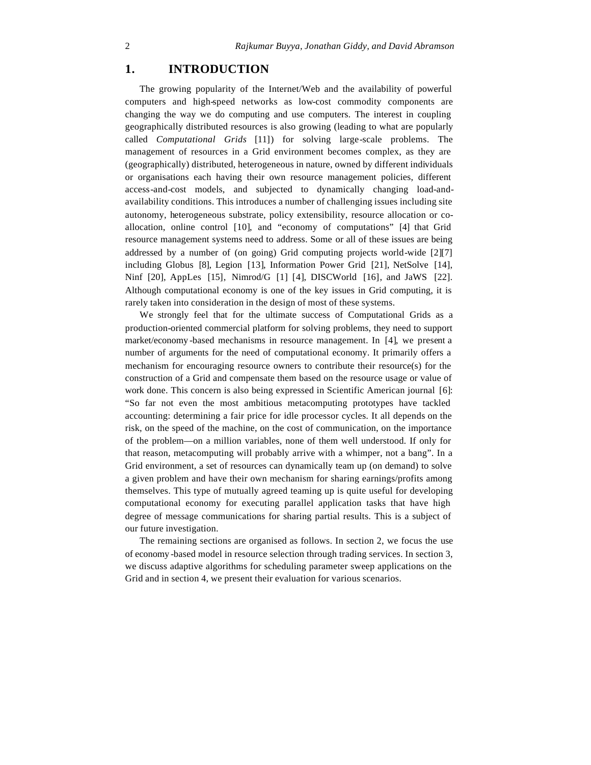# 1. INTRODUCTION

The growing popularity of the Internet/Web and the availability of powerful computers and high-speed networks as low-cost commodity components are changing the way we do computing and use computers. The interest in coupling geographically distributed resources is also growing (leading to what are popularly called *Computational Grids* [11]) for solving large-scale problems. The management of resources in a Grid environment becomes complex, as they are (geographically) distributed, heterogeneous in nature, owned by different individuals or organisations each having their own resource management policies, different access-and-cost models, and subjected to dynamically changing load-and-availability conditions. This introduces a number of challenging issues including site autonomy, heterogeneous substrate, policy extensibility, resource allocation or co-allocation, online control [10], and "economy of computations" [4] that Grid resource management systems need to address. Some or all of these issues are being addressed by a number of (on going) Grid computing projects world-wide [2][7] including Globus [8], Legion [13], Information Power Grid [21], NetSolve [14], Ninf [20], AppLes [15], Nimrod/G [1] [4], DISCWorld [16], and JaWS [22]. Although computational economy is one of the key issues in Grid computing, it is rarely taken into consideration in the design of most of these systems.

We strongly feel that for the ultimate success of Computational Grids as a production-oriented commercial platform for solving problems, they need to support market/economy-based mechanisms in resource management. In [4], we present a number of arguments for the need of computational economy. It primarily offers a mechanism for encouraging resource owners to contribute their resource(s) for the construction of a Grid and compensate them based on the resource usage or value of work done. This concern is also being expressed in Scientific American journal [6]: "So far not even the most ambitious metacomputing prototypes have tackled accounting: determining a fair price for idle processor cycles. It all depends on the risk, on the speed of the machine, on the cost of communication, on the importance of the problem—on a million variables, none of them well understood. If only for that reason, metacomputing will probably arrive with a whimper, not a bang". In a Grid environment, a set of resources can dynamically team up (on demand) to solve a given problem and have their own mechanism for sharing earnings/profits among themselves. This type of mutually agreed teaming up is quite useful for developing computational economy for executing parallel application tasks that have high degree of message communications for sharing partial results. This is a subject of our future investigation.

The remaining sections are organised as follows. In section 2, we focus the use of economy-based model in resource selection through trading services. In section 3, we discuss adaptive algorithms for scheduling parameter sweep applications on the Grid and in section 4, we present their evaluation for various scenarios.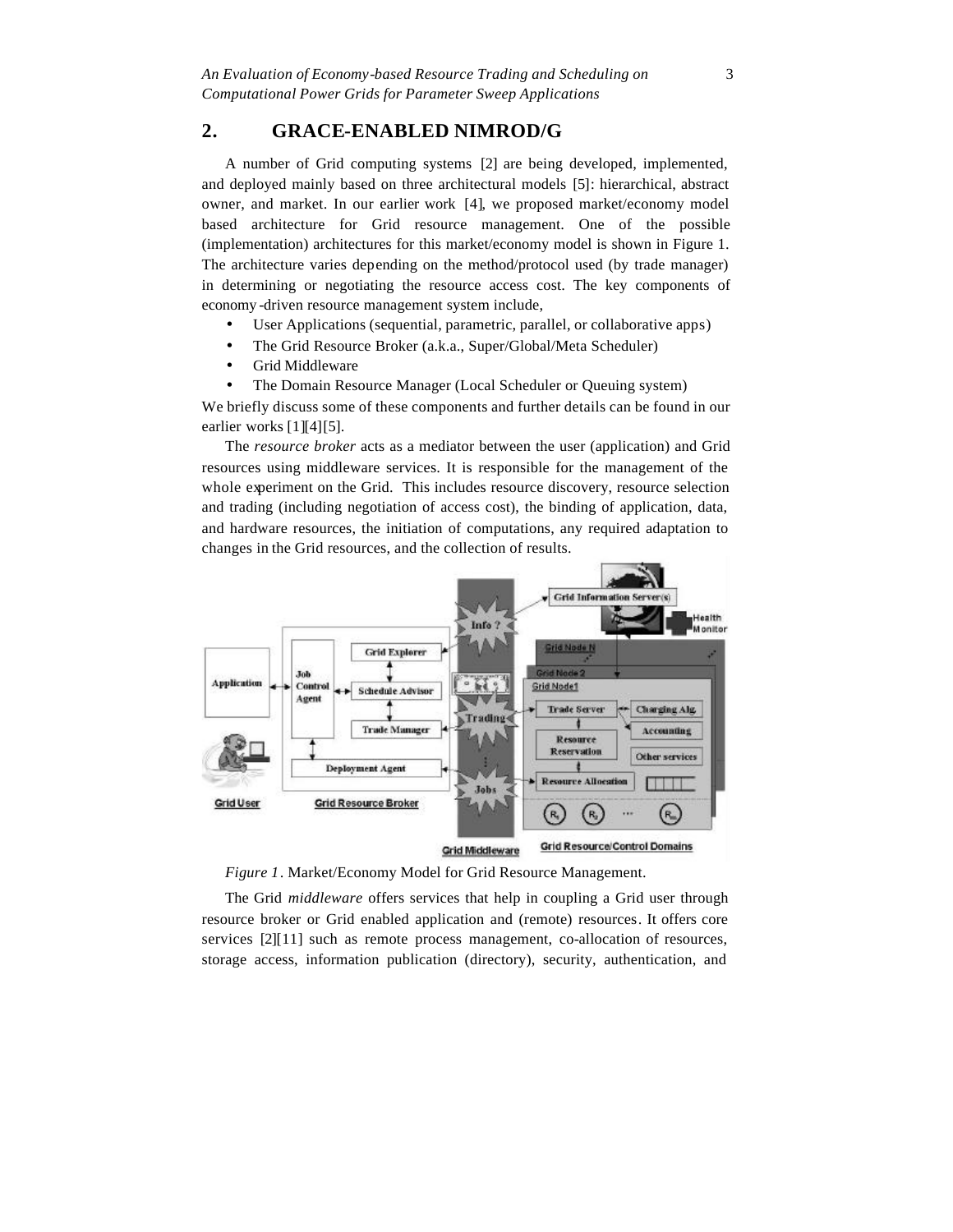## 2. GRACE-ENABLED NIMROD/G

A number of Grid computing systems [2] are being developed, implemented, and deployed mainly based on three architectural models [5]: hierarchical, abstract owner, and market. In our earlier work [4], we proposed market/economy model based architecture for Grid resource management. One of the possible (implementation) architectures for this market/economy model is shown in Figure 1. The architecture varies depending on the method/protocol used (by trade manager) in determining or negotiating the resource access cost. The key components of economy-driven resource management system include,

- User Applications (sequential, parametric, parallel, or collaborative apps)
- The Grid Resource Broker (a.k.a., Super/Global/Meta Scheduler)
- Grid Middleware
- The Domain Resource Manager (Local Scheduler or Queuing system)

We briefly discuss some of these components and further details can be found in our earlier works [1][4][5].

The *resource broker* acts as a mediator between the user (application) and Grid resources using middleware services. It is responsible for the management of the whole experiment on the Grid. This includes resource discovery, resource selection and trading (including negotiation of access cost), the binding of application, data, and hardware resources, the initiation of computations, any required adaptation to changes in the Grid resources, and the collection of results.

*Figure 1*. Market/Economy Model for Grid Resource Management.

The Grid *middleware* offers services that help in coupling a Grid user through resource broker or Grid enabled application and (remote) resources. It offers core services [2][11] such as remote process management, co-allocation of resources, storage access, information publication (directory), security, authentication, and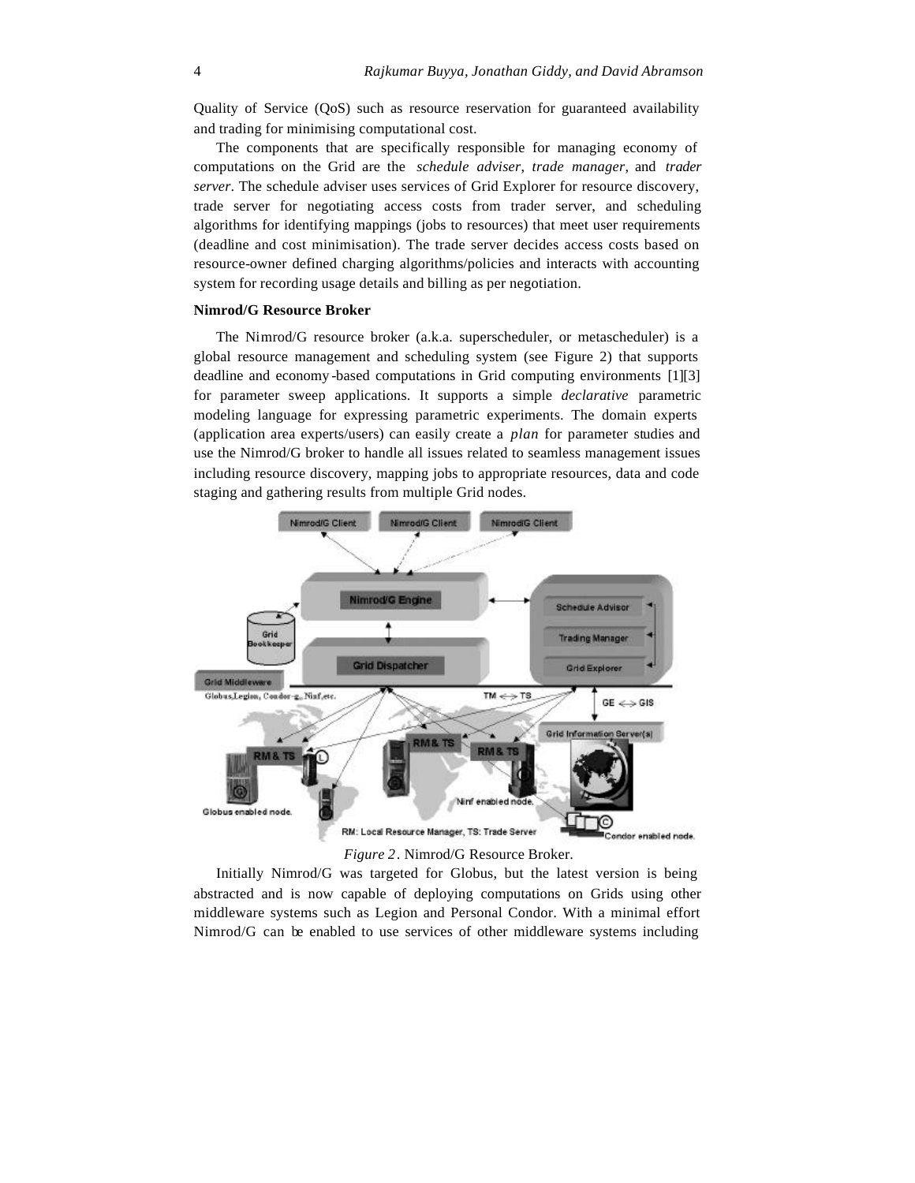Quality of Service (QoS) such as resource reservation for guaranteed availability and trading for minimising computational cost.

The components that are specifically responsible for managing economy of computations on the Grid are the *schedule adviser*, *trade manager*, and *trader server*. The schedule adviser uses services of Grid Explorer for resource discovery, trade server for negotiating access costs from trader server, and scheduling algorithms for identifying mappings (jobs to resources) that meet user requirements (deadline and cost minimisation). The trade server decides access costs based on resource-owner defined charging algorithms/policies and interacts with accounting system for recording usage details and billing as per negotiation.

**Nimrod/G Resource Broker**

The Nimrod/G resource broker (a.k.a. superscheduler, or metascheduler) is a global resource management and scheduling system (see Figure 2) that supports deadline and economy-based computations in Grid computing environments [1][3] for parameter sweep applications. It supports a simple *declarative* parametric modeling language for expressing parametric experiments. The domain experts (application area experts/users) can easily create a *plan* for parameter studies and use the Nimrod/G broker to handle all issues related to seamless management issues including resource discovery, mapping jobs to appropriate resources, data and code staging and gathering results from multiple Grid nodes.

*Figure 2*. Nimrod/G Resource Broker.

Initially Nimrod/G was targeted for Globus, but the latest version is being abstracted and is now capable of deploying computations on Grids using other middleware systems such as Legion and Personal Condor. With a minimal effort Nimrod/G can be enabled to use services of other middleware systems including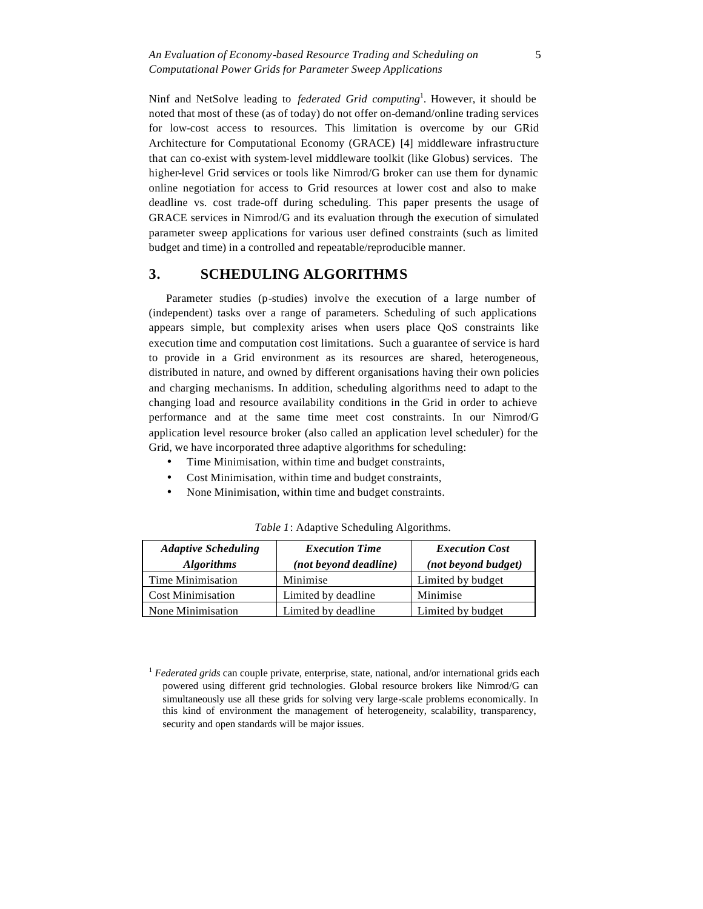Ninf and NetSolve leading to *federated Grid computing*[1]. However, it should be noted that most of these (as of today) do not offer on-demand/online trading services for low-cost access to resources. This limitation is overcome by our GRid Architecture for Computational Economy (GRACE) [4] middleware infrastructure that can co-exist with system-level middleware toolkit (like Globus) services. The higher-level Grid services or tools like Nimrod/G broker can use them for dynamic online negotiation for access to Grid resources at lower cost and also to make deadline vs. cost trade-off during scheduling. This paper presents the usage of GRACE services in Nimrod/G and its evaluation through the execution of simulated parameter sweep applications for various user defined constraints (such as limited budget and time) in a controlled and repeatable/reproducible manner.

## 3. SCHEDULING ALGORITHMS

Parameter studies (p-studies) involve the execution of a large number of (independent) tasks over a range of parameters. Scheduling of such applications appears simple, but complexity arises when users place QoS constraints like execution time and computation cost limitations. Such a guarantee of service is hard to provide in a Grid environment as its resources are shared, heterogeneous, distributed in nature, and owned by different organisations having their own policies and charging mechanisms. In addition, scheduling algorithms need to adapt to the changing load and resource availability conditions in the Grid in order to achieve performance and at the same time meet cost constraints. In our Nimrod/G application level resource broker (also called an application level scheduler) for the Grid, we have incorporated three adaptive algorithms for scheduling:

- Time Minimisation, within time and budget constraints,
- Cost Minimisation, within time and budget constraints,
- None Minimisation, within time and budget constraints.

*Table 1*: Adaptive Scheduling Algorithms.

| ***Adaptive Scheduling Algorithms*** | ***Execution Time (not beyond deadline)*** | ***Execution Cost (not beyond budget)*** |
|---|---|---|
| Time Minimisation | Minimise | Limited by budget |
| Cost Minimisation | Limited by deadline | Minimise |
| None Minimisation | Limited by deadline | Limited by budget |

[1] *Federated grids* can couple private, enterprise, state, national, and/or international grids each powered using different grid technologies. Global resource brokers like Nimrod/G can simultaneously use all these grids for solving very large-scale problems economically. In this kind of environment the management of heterogeneity, scalability, transparency, security and open standards will be major issues.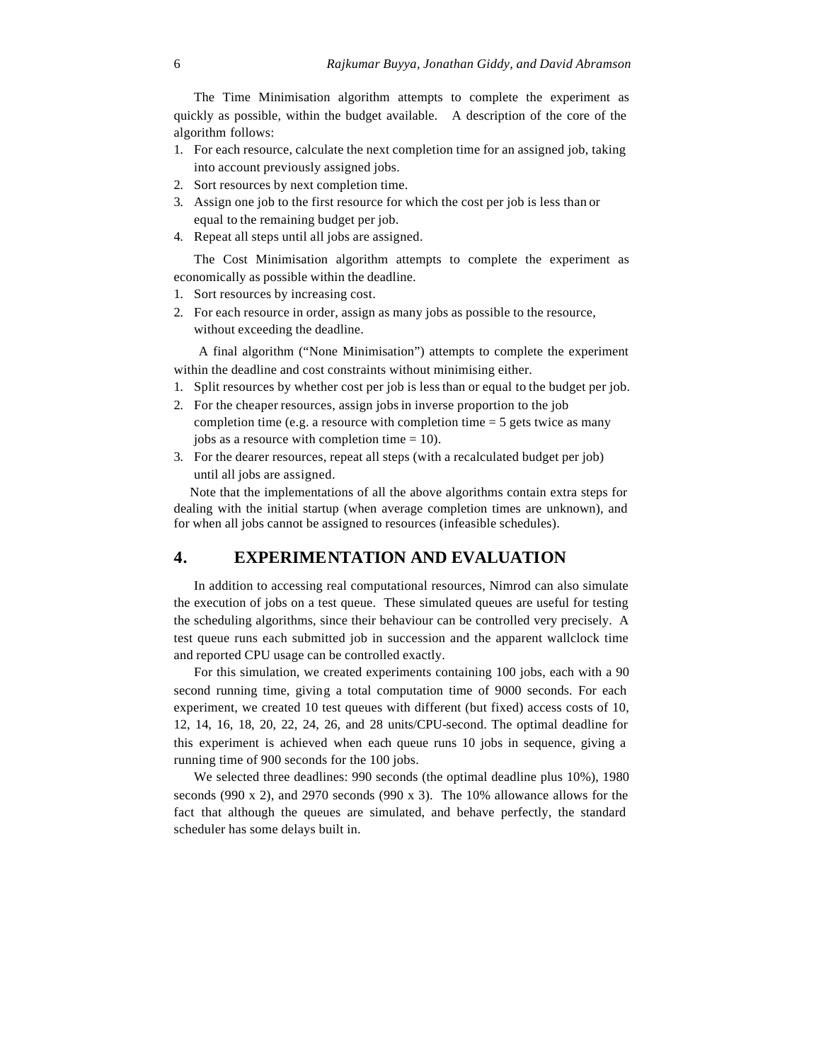The Time Minimisation algorithm attempts to complete the experiment as quickly as possible, within the budget available. A description of the core of the algorithm follows:

1. For each resource, calculate the next completion time for an assigned job, taking into account previously assigned jobs.
2. Sort resources by next completion time.
3. Assign one job to the first resource for which the cost per job is less than or equal to the remaining budget per job.
4. Repeat all steps until all jobs are assigned.

The Cost Minimisation algorithm attempts to complete the experiment as economically as possible within the deadline.

1. Sort resources by increasing cost.
2. For each resource in order, assign as many jobs as possible to the resource, without exceeding the deadline.

A final algorithm ("None Minimisation") attempts to complete the experiment within the deadline and cost constraints without minimising either.

1. Split resources by whether cost per job is less than or equal to the budget per job.
2. For the cheaper resources, assign jobs in inverse proportion to the job completion time (e.g. a resource with completion time = 5 gets twice as many jobs as a resource with completion time = 10).
3. For the dearer resources, repeat all steps (with a recalculated budget per job) until all jobs are assigned.

Note that the implementations of all the above algorithms contain extra steps for dealing with the initial startup (when average completion times are unknown), and for when all jobs cannot be assigned to resources (infeasible schedules).

# 4. EXPERIMENTATION AND EVALUATION

In addition to accessing real computational resources, Nimrod can also simulate the execution of jobs on a test queue. These simulated queues are useful for testing the scheduling algorithms, since their behaviour can be controlled very precisely. A test queue runs each submitted job in succession and the apparent wallclock time and reported CPU usage can be controlled exactly.

For this simulation, we created experiments containing 100 jobs, each with a 90 second running time, giving a total computation time of 9000 seconds. For each experiment, we created 10 test queues with different (but fixed) access costs of 10, 12, 14, 16, 18, 20, 22, 24, 26, and 28 units/CPU-second. The optimal deadline for this experiment is achieved when each queue runs 10 jobs in sequence, giving a running time of 900 seconds for the 100 jobs.

We selected three deadlines: 990 seconds (the optimal deadline plus 10%), 1980 seconds (990 x 2), and 2970 seconds (990 x 3). The 10% allowance allows for the fact that although the queues are simulated, and behave perfectly, the standard scheduler has some delays built in.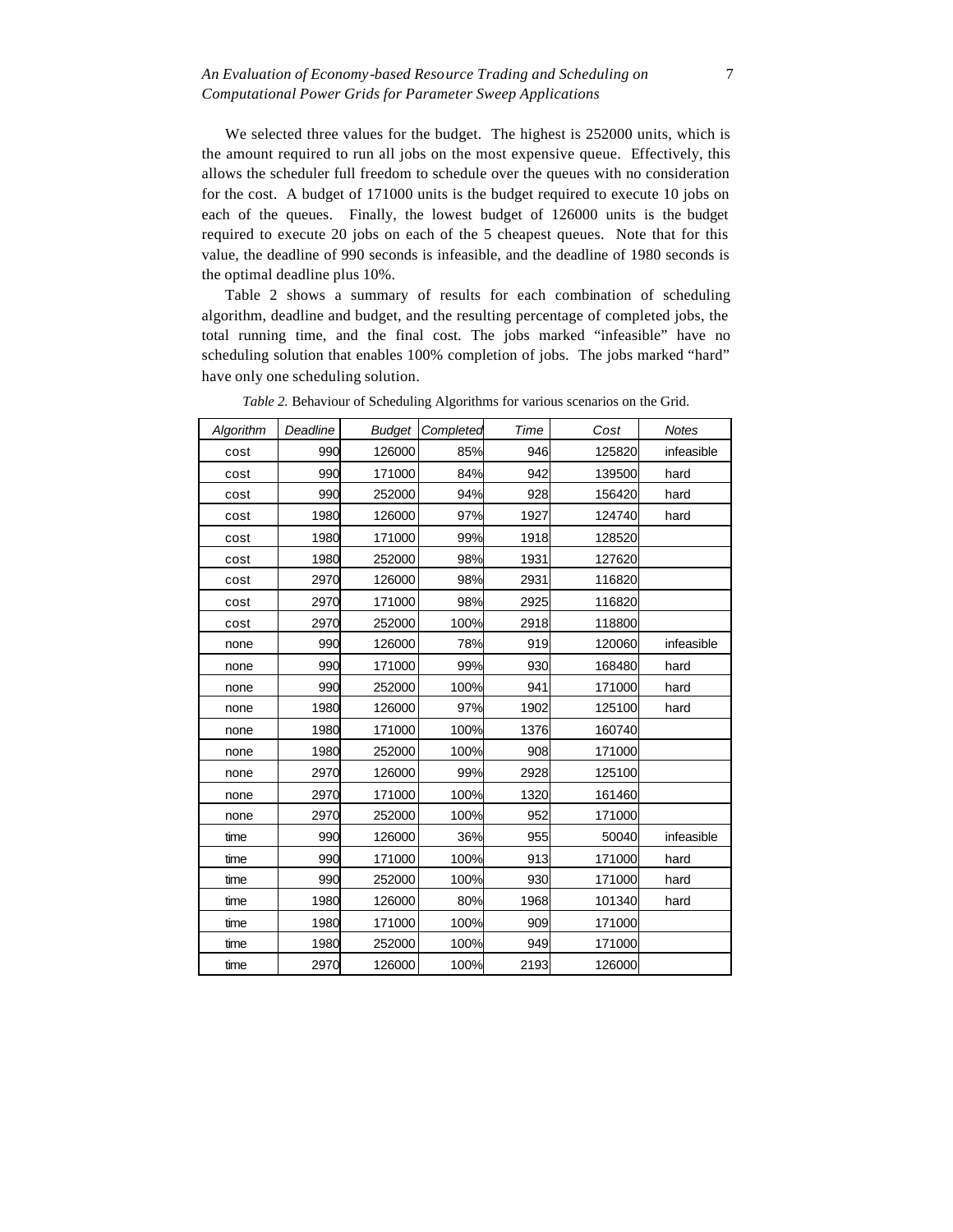We selected three values for the budget. The highest is 252000 units, which is the amount required to run all jobs on the most expensive queue. Effectively, this allows the scheduler full freedom to schedule over the queues with no consideration for the cost. A budget of 171000 units is the budget required to execute 10 jobs on each of the queues. Finally, the lowest budget of 126000 units is the budget required to execute 20 jobs on each of the 5 cheapest queues. Note that for this value, the deadline of 990 seconds is infeasible, and the deadline of 1980 seconds is the optimal deadline plus 10%.

Table 2 shows a summary of results for each combination of scheduling algorithm, deadline and budget, and the resulting percentage of completed jobs, the total running time, and the final cost. The jobs marked "infeasible" have no scheduling solution that enables 100% completion of jobs. The jobs marked "hard" have only one scheduling solution.

*Table 2.* Behaviour of Scheduling Algorithms for various scenarios on the Grid.

| *Algorithm* | *Deadline* | *Budget* | *Completed* | *Time* | *Cost* | *Notes* |
|---|---|---|---|---|---|---|
| cost | 990 | 126000 | 85% | 946 | 125820 | infeasible |
| cost | 990 | 171000 | 84% | 942 | 139500 | hard |
| cost | 990 | 252000 | 94% | 928 | 156420 | hard |
| cost | 1980 | 126000 | 97% | 1927 | 124740 | hard |
| cost | 1980 | 171000 | 99% | 1918 | 128520 | |
| cost | 1980 | 252000 | 98% | 1931 | 127620 | |
| cost | 2970 | 126000 | 98% | 2931 | 116820 | |
| cost | 2970 | 171000 | 98% | 2925 | 116820 | |
| cost | 2970 | 252000 | 100% | 2918 | 118800 | |
| none | 990 | 126000 | 78% | 919 | 120060 | infeasible |
| none | 990 | 171000 | 99% | 930 | 168480 | hard |
| none | 990 | 252000 | 100% | 941 | 171000 | hard |
| none | 1980 | 126000 | 97% | 1902 | 125100 | hard |
| none | 1980 | 171000 | 100% | 1376 | 160740 | |
| none | 1980 | 252000 | 100% | 908 | 171000 | |
| none | 2970 | 126000 | 99% | 2928 | 125100 | |
| none | 2970 | 171000 | 100% | 1320 | 161460 | |
| none | 2970 | 252000 | 100% | 952 | 171000 | |
| time | 990 | 126000 | 36% | 955 | 50040 | infeasible |
| time | 990 | 171000 | 100% | 913 | 171000 | hard |
| time | 990 | 252000 | 100% | 930 | 171000 | hard |
| time | 1980 | 126000 | 80% | 1968 | 101340 | hard |
| time | 1980 | 171000 | 100% | 909 | 171000 | |
| time | 1980 | 252000 | 100% | 949 | 171000 | |
| time | 2970 | 126000 | 100% | 2193 | 126000 | |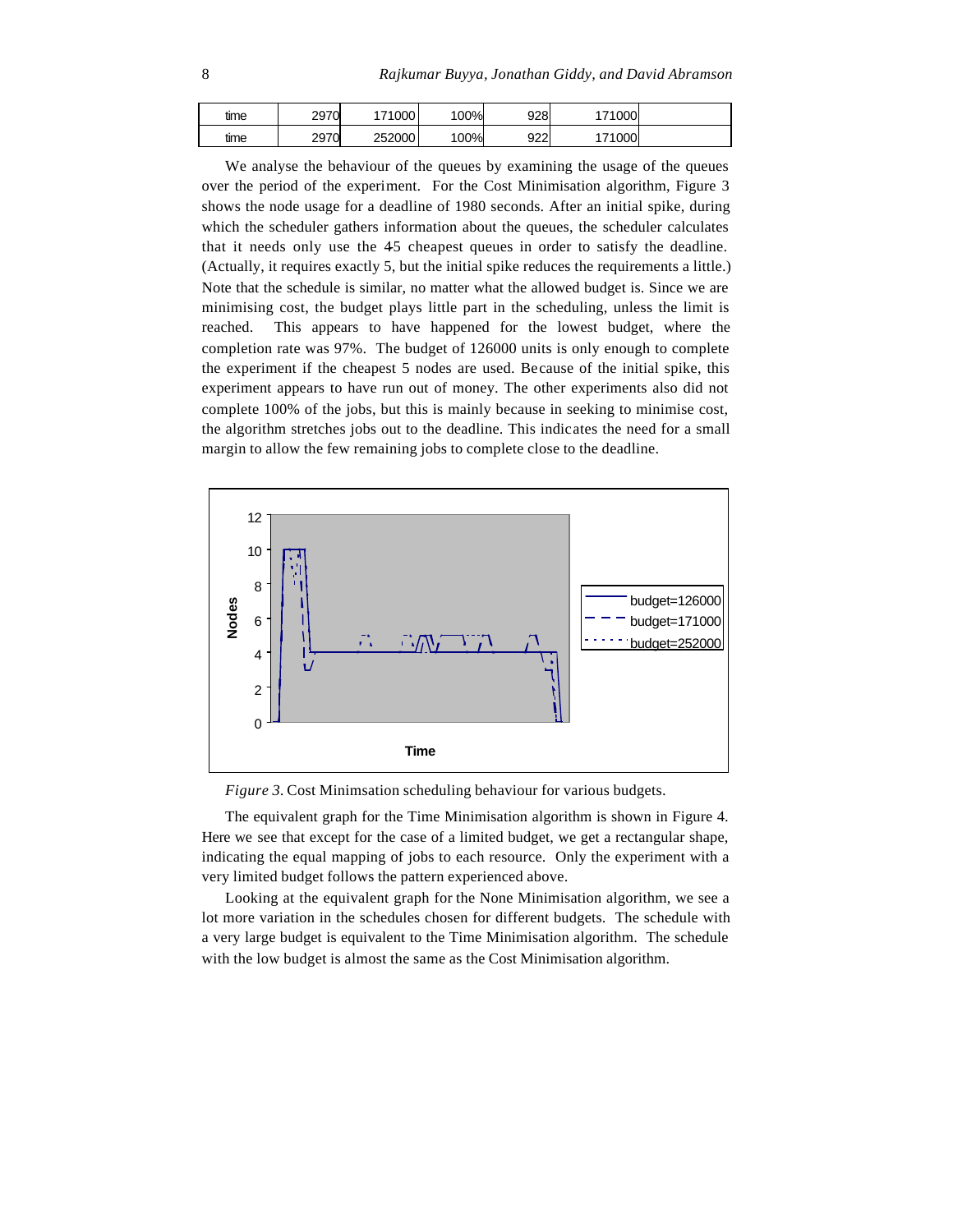| time | 2970 | 171000 | 100% | 928 | 171000 | |
|---|---|---|---|---|---|---|
| time | 2970 | 252000 | 100% | 922 | 171000 | |

We analyse the behaviour of the queues by examining the usage of the queues over the period of the experiment. For the Cost Minimisation algorithm, Figure 3 shows the node usage for a deadline of 1980 seconds. After an initial spike, during which the scheduler gathers information about the queues, the scheduler calculates that it needs only use the 4-5 cheapest queues in order to satisfy the deadline. (Actually, it requires exactly 5, but the initial spike reduces the requirements a little.) Note that the schedule is similar, no matter what the allowed budget is. Since we are minimising cost, the budget plays little part in the scheduling, unless the limit is reached. This appears to have happened for the lowest budget, where the completion rate was 97%. The budget of 126000 units is only enough to complete the experiment if the cheapest 5 nodes are used. Because of the initial spike, this experiment appears to have run out of money. The other experiments also did not complete 100% of the jobs, but this is mainly because in seeking to minimise cost, the algorithm stretches jobs out to the deadline. This indicates the need for a small margin to allow the few remaining jobs to complete close to the deadline.

*Figure 3.* Cost Minimsation scheduling behaviour for various budgets.

The equivalent graph for the Time Minimisation algorithm is shown in Figure 4. Here we see that except for the case of a limited budget, we get a rectangular shape, indicating the equal mapping of jobs to each resource. Only the experiment with a very limited budget follows the pattern experienced above.

Looking at the equivalent graph for the None Minimisation algorithm, we see a lot more variation in the schedules chosen for different budgets. The schedule with a very large budget is equivalent to the Time Minimisation algorithm. The schedule with the low budget is almost the same as the Cost Minimisation algorithm.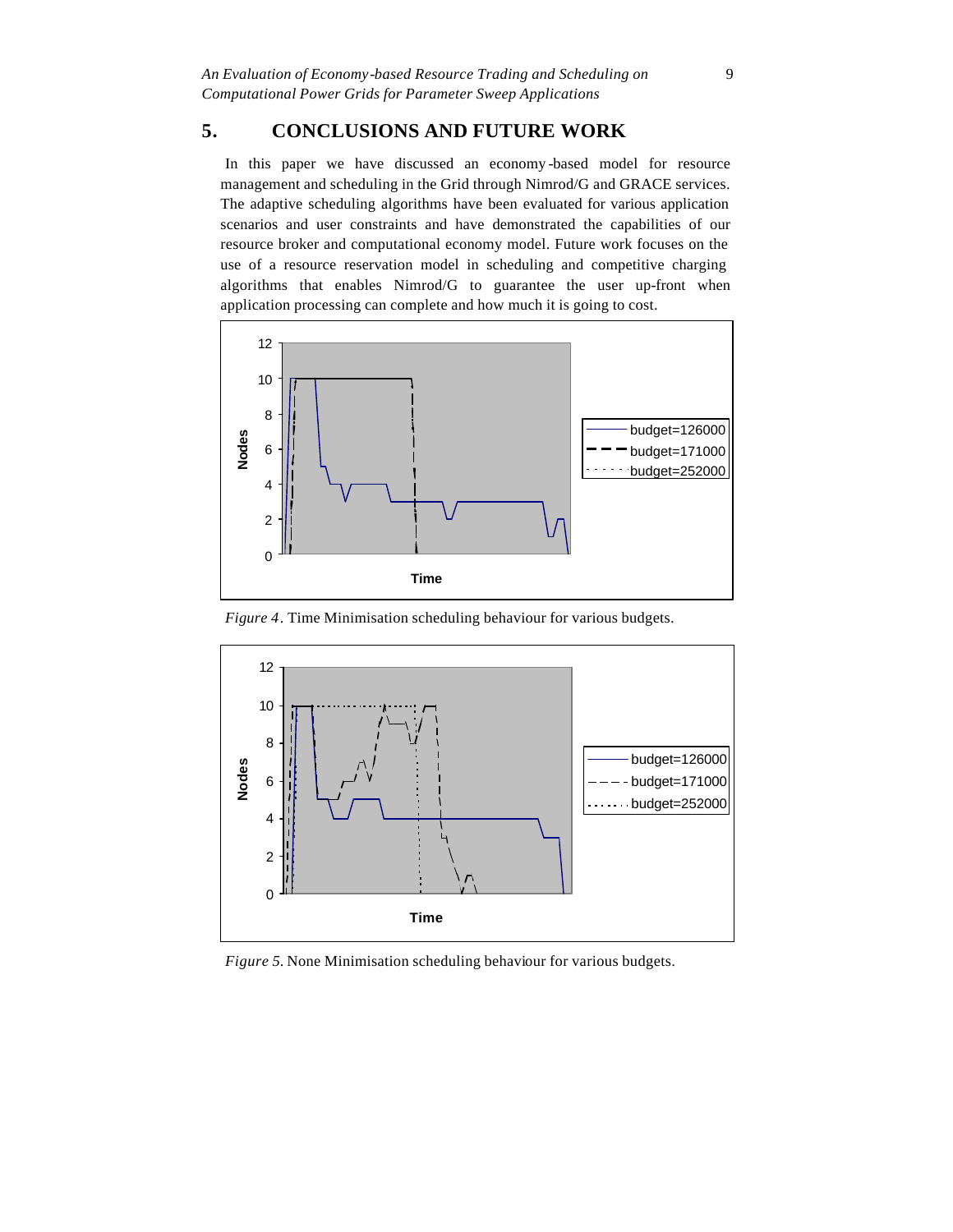## 5. CONCLUSIONS AND FUTURE WORK

In this paper we have discussed an economy-based model for resource management and scheduling in the Grid through Nimrod/G and GRACE services. The adaptive scheduling algorithms have been evaluated for various application scenarios and user constraints and have demonstrated the capabilities of our resource broker and computational economy model. Future work focuses on the use of a resource reservation model in scheduling and competitive charging algorithms that enables Nimrod/G to guarantee the user up-front when application processing can complete and how much it is going to cost.

*Figure 4*. Time Minimisation scheduling behaviour for various budgets.

*Figure 5*. None Minimisation scheduling behaviour for various budgets.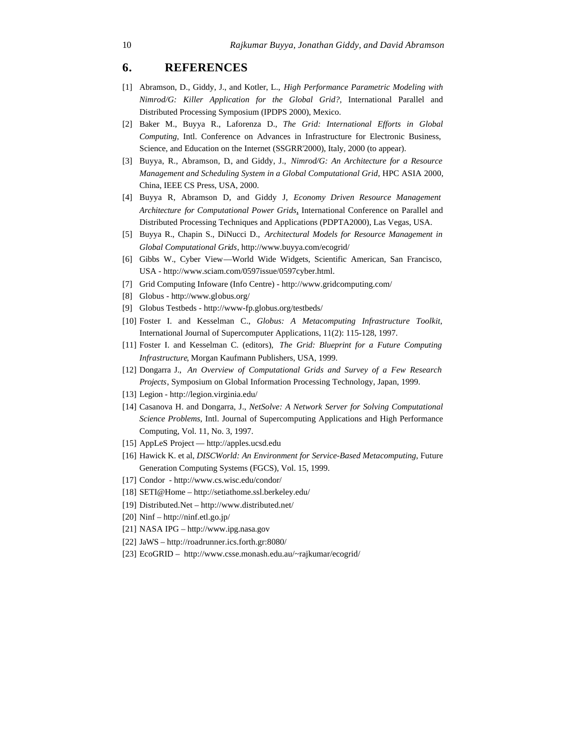## 6. REFERENCES

[1] Abramson, D., Giddy, J., and Kotler, L., *High Performance Parametric Modeling with Nimrod/G: Killer Application for the Global Grid?*, International Parallel and Distributed Processing Symposium (IPDPS 2000), Mexico.

[2] Baker M., Buyya R., Laforenza D., *The Grid: International Efforts in Global Computing*, Intl. Conference on Advances in Infrastructure for Electronic Business, Science, and Education on the Internet (SSGRR'2000), Italy, 2000 (to appear).

[3] Buyya, R., Abramson, D., and Giddy, J., *Nimrod/G: An Architecture for a Resource Management and Scheduling System in a Global Computational Grid*, HPC ASIA 2000, China, IEEE CS Press, USA, 2000.

[4] Buyya R, Abramson D, and Giddy J, *Economy Driven Resource Management Architecture for Computational Power Grids*, International Conference on Parallel and Distributed Processing Techniques and Applications (PDPTA2000), Las Vegas, USA.

[5] Buyya R., Chapin S., DiNucci D., *Architectural Models for Resource Management in Global Computational Grids*, http://www.buyya.com/ecogrid/

[6] Gibbs W., Cyber View—World Wide Widgets, Scientific American, San Francisco, USA - http://www.sciam.com/0597issue/0597cyber.html.

[7] Grid Computing Infoware (Info Centre) - http://www.gridcomputing.com/

[8] Globus - http://www.globus.org/

[9] Globus Testbeds - http://www-fp.globus.org/testbeds/

[10] Foster I. and Kesselman C., *Globus: A Metacomputing Infrastructure Toolkit*, International Journal of Supercomputer Applications, 11(2): 115-128, 1997.

[11] Foster I. and Kesselman C. (editors), *The Grid: Blueprint for a Future Computing Infrastructure*, Morgan Kaufmann Publishers, USA, 1999.

[12] Dongarra J., *An Overview of Computational Grids and Survey of a Few Research Projects*, Symposium on Global Information Processing Technology, Japan, 1999.

[13] Legion - http://legion.virginia.edu/

[14] Casanova H. and Dongarra, J., *NetSolve: A Network Server for Solving Computational Science Problems*, Intl. Journal of Supercomputing Applications and High Performance Computing, Vol. 11, No. 3, 1997.

[15] AppLeS Project — http://apples.ucsd.edu

[16] Hawick K. et al, *DISCWorld: An Environment for Service-Based Metacomputing*, Future Generation Computing Systems (FGCS), Vol. 15, 1999.

[17] Condor - http://www.cs.wisc.edu/condor/

[18] SETI@Home – http://setiathome.ssl.berkeley.edu/

[19] Distributed.Net – http://www.distributed.net/

[20] Ninf – http://ninf.etl.go.jp/

[21] NASA IPG – http://www.ipg.nasa.gov

[22] JaWS – http://roadrunner.ics.forth.gr:8080/

[23] EcoGRID – http://www.csse.monash.edu.au/~rajkumar/ecogrid/